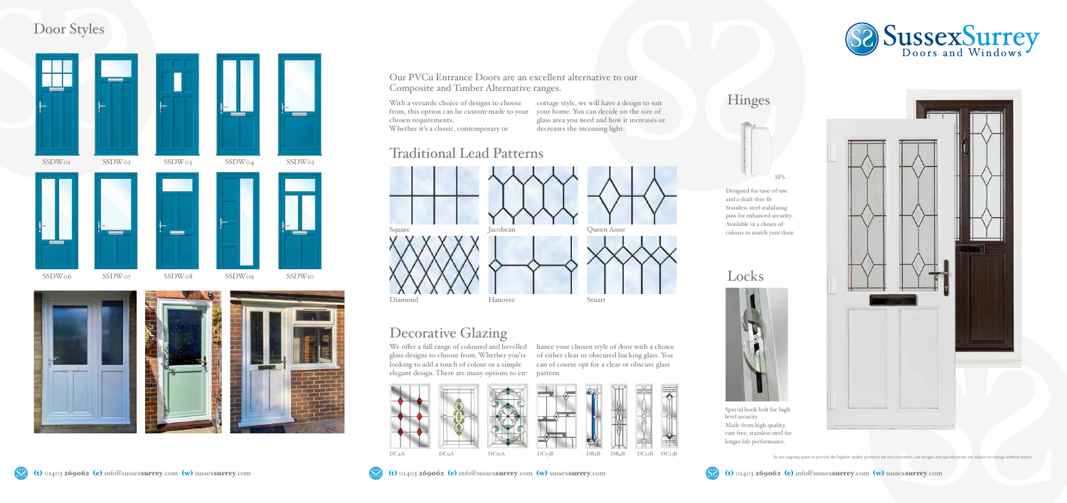# Door Styles

SSDW01 SSDW02 SSDW03 SSDW04 SSDW05

SSDW06 SSDW07 SSDW08 SSDW09 SSDW10

Our PVCu Entrance Doors are an excellent alternative to our Composite and Timber Alternative ranges.

With a versatile choice of designs to choose from, this option can be custom-made to your chosen requirements.
Whether it's a classic, contemporary or cottage style, we will have a design to suit your home. You can decide on the size of glass area you need and how it increases or decreases the incoming light.

## Traditional Lead Patterns

Square Jacobean Queen Anne

Diamond Hanover Stuart

## Decorative Glazing

We offer a full range of coloured and bevelled glass designs to choose from. Whether you're looking to add a touch of colour or a simple elegant design. There are many options to enhance your chosen style of door with a choice of either clear or obscured backing glass. You can of course opt for a clear or obscure glass pattern.

DC4A DC9A DC12A DC15B DB12B DB4B DC21B DC13B

## Hinges

SFS

Designed for ease-of-use and a draft-free fit
Stainless steel stabilising pins for enhanced security.
Available in a choice of colours to match your door.

## Locks

Special hook bolt for high level security.
Made from high quality, rust free, stainless steel for longer life performance.

In our ongoing quest to provide the highest quality products for our customers, our designs and specifications are subject to change without notice.

**(t)** 01403 **269062** **(e)** info@sussex**surrey**.com **(w)** sussex**surrey**.com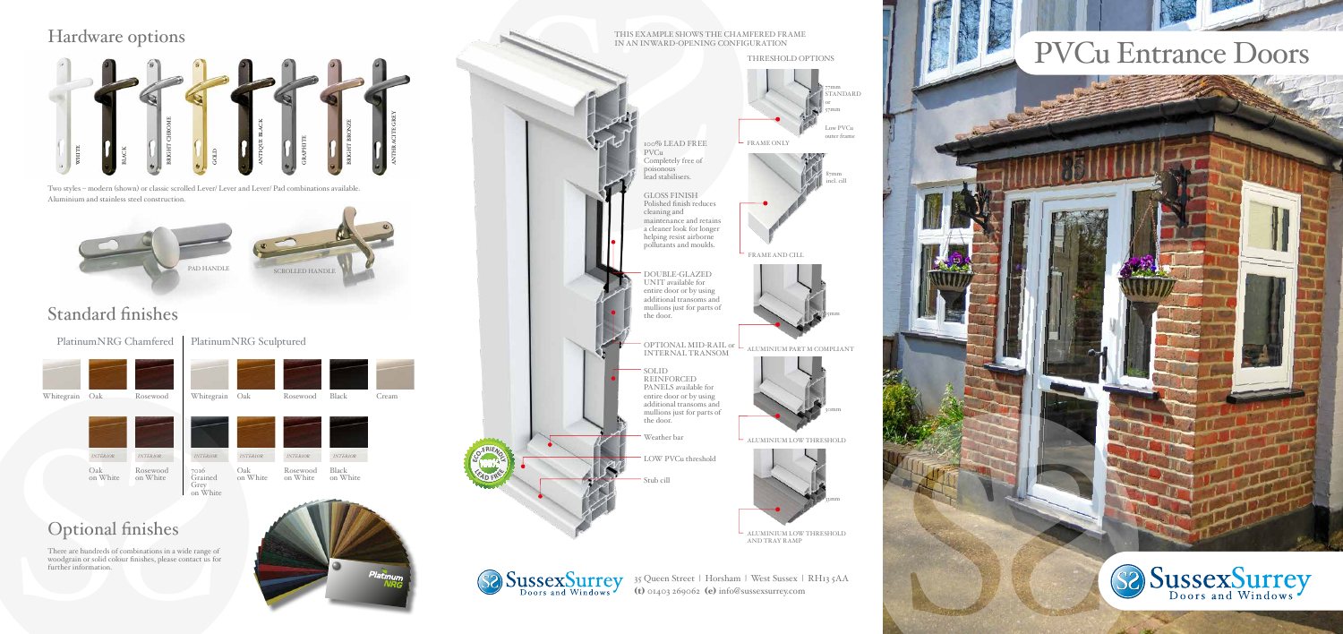# PVCu Entrance Doors

## Hardware options

WHITE
BLACK
BRIGHT CHROME
GOLD
ANTIQUE BLACK
GRAPHITE
BRIGHT BRONZE
ANTHRACITE GREY

Two styles – modern (shown) or classic scrolled Lever/ Lever and Lever/ Pad combinations available. Aluminium and stainless steel construction.

PAD HANDLE
SCROLLED HANDLE

## Standard finishes

PlatinumNRG Chamfered

Whitegrain
Oak
Rosewood

INTERIOR
Oak on White

INTERIOR
Rosewood on White

PlatinumNRG Sculptured

Whitegrain
Oak
Rosewood
Black
Cream

INTERIOR
7016 Grained Grey on White

INTERIOR
Oak on White

INTERIOR
Rosewood on White

INTERIOR
Black on White

## Optional finishes

There are hundreds of combinations in a wide range of woodgrain or solid colour finishes, please contact us for further information.

THIS EXAMPLE SHOWS THE CHAMFERED FRAME IN AN INWARD-OPENING CONFIGURATION

100% LEAD FREE PVCu
Completely free of poisonous lead stabilisers.

GLOSS FINISH
Polished finish reduces cleaning and maintenance and retains a cleaner look for longer helping resist airborne pollutants and moulds.

DOUBLE-GLAZED UNIT available for entire door or by using additional transoms and mullions just for parts of the door.

OPTIONAL MID-RAIL or INTERNAL TRANSOM

SOLID REINFORCED PANELS available for entire door or by using additional transoms and mullions just for parts of the door.

Weather bar

LOW PVCu threshold

Stub cill

ECO-FRIENDLY LEAD FREE

THRESHOLD OPTIONS

77mm STANDARD or 57mm
Low PVCu outer frame

FRAME ONLY

87mm incl. cill

FRAME AND CILL

15mm

ALUMINIUM PART M COMPLIANT

20mm

ALUMINIUM LOW THRESHOLD

15mm

ALUMINIUM LOW THRESHOLD AND TRAY RAMP

SussexSurrey Doors and Windows

35 Queen Street | Horsham | West Sussex | RH13 5AA
**(t)** 01403 269062 **(e)** info@sussexsurrey.com

SussexSurrey Doors and Windows